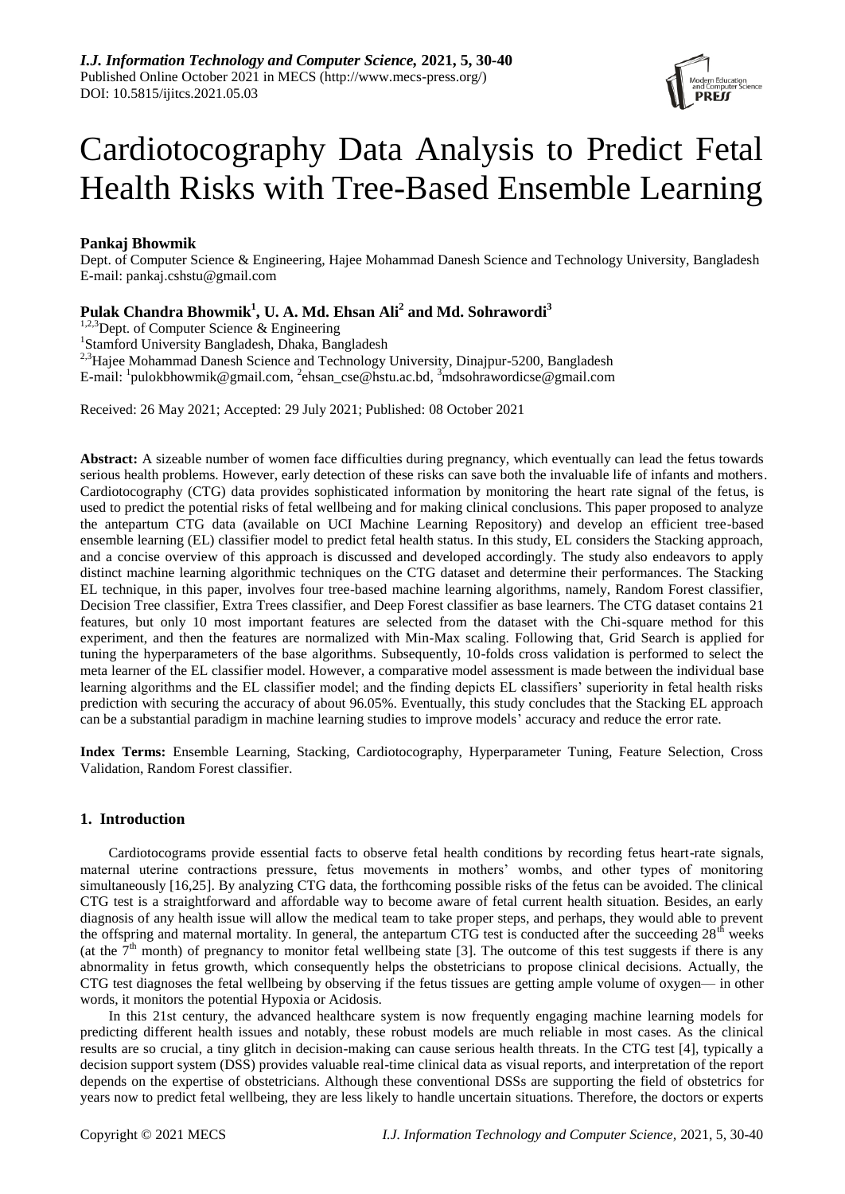# Cardiotocography Data Analysis to Predict Fetal Health Risks with Tree-Based Ensemble Learning

**Pankaj Bhowmik**

Dept. of Computer Science & Engineering, Hajee Mohammad Danesh Science and Technology University, Bangladesh
E-mail: pankaj.cshstu@gmail.com

**Pulak Chandra Bhowmik[1], U. A. Md. Ehsan Ali[2] and Md. Sohrawordi[3]**

[1,2,3]Dept. of Computer Science & Engineering
[1]Stamford University Bangladesh, Dhaka, Bangladesh
[2,3]Hajee Mohammad Danesh Science and Technology University, Dinajpur-5200, Bangladesh
E-mail: [1]pulokbhowmik@gmail.com, [2]ehsan_cse@hstu.ac.bd, [3]mdsohrawordicse@gmail.com

Received: 26 May 2021; Accepted: 29 July 2021; Published: 08 October 2021

**Abstract:** A sizeable number of women face difficulties during pregnancy, which eventually can lead the fetus towards serious health problems. However, early detection of these risks can save both the invaluable life of infants and mothers. Cardiotocography (CTG) data provides sophisticated information by monitoring the heart rate signal of the fetus, is used to predict the potential risks of fetal wellbeing and for making clinical conclusions. This paper proposed to analyze the antepartum CTG data (available on UCI Machine Learning Repository) and develop an efficient tree-based ensemble learning (EL) classifier model to predict fetal health status. In this study, EL considers the Stacking approach, and a concise overview of this approach is discussed and developed accordingly. The study also endeavors to apply distinct machine learning algorithmic techniques on the CTG dataset and determine their performances. The Stacking EL technique, in this paper, involves four tree-based machine learning algorithms, namely, Random Forest classifier, Decision Tree classifier, Extra Trees classifier, and Deep Forest classifier as base learners. The CTG dataset contains 21 features, but only 10 most important features are selected from the dataset with the Chi-square method for this experiment, and then the features are normalized with Min-Max scaling. Following that, Grid Search is applied for tuning the hyperparameters of the base algorithms. Subsequently, 10-folds cross validation is performed to select the meta learner of the EL classifier model. However, a comparative model assessment is made between the individual base learning algorithms and the EL classifier model; and the finding depicts EL classifiers' superiority in fetal health risks prediction with securing the accuracy of about 96.05%. Eventually, this study concludes that the Stacking EL approach can be a substantial paradigm in machine learning studies to improve models' accuracy and reduce the error rate.

**Index Terms:** Ensemble Learning, Stacking, Cardiotocography, Hyperparameter Tuning, Feature Selection, Cross Validation, Random Forest classifier.

## 1. Introduction

Cardiotocograms provide essential facts to observe fetal health conditions by recording fetus heart-rate signals, maternal uterine contractions pressure, fetus movements in mothers' wombs, and other types of monitoring simultaneously [16,25]. By analyzing CTG data, the forthcoming possible risks of the fetus can be avoided. The clinical CTG test is a straightforward and affordable way to become aware of fetal current health situation. Besides, an early diagnosis of any health issue will allow the medical team to take proper steps, and perhaps, they would able to prevent the offspring and maternal mortality. In general, the antepartum CTG test is conducted after the succeeding $28^{th}$ weeks (at the $7^{th}$ month) of pregnancy to monitor fetal wellbeing state [3]. The outcome of this test suggests if there is any abnormality in fetus growth, which consequently helps the obstetricians to propose clinical decisions. Actually, the CTG test diagnoses the fetal wellbeing by observing if the fetus tissues are getting ample volume of oxygen— in other words, it monitors the potential Hypoxia or Acidosis.

In this 21st century, the advanced healthcare system is now frequently engaging machine learning models for predicting different health issues and notably, these robust models are much reliable in most cases. As the clinical results are so crucial, a tiny glitch in decision-making can cause serious health threats. In the CTG test [4], typically a decision support system (DSS) provides valuable real-time clinical data as visual reports, and interpretation of the report depends on the expertise of obstetricians. Although these conventional DSSs are supporting the field of obstetrics for years now to predict fetal wellbeing, they are less likely to handle uncertain situations. Therefore, the doctors or experts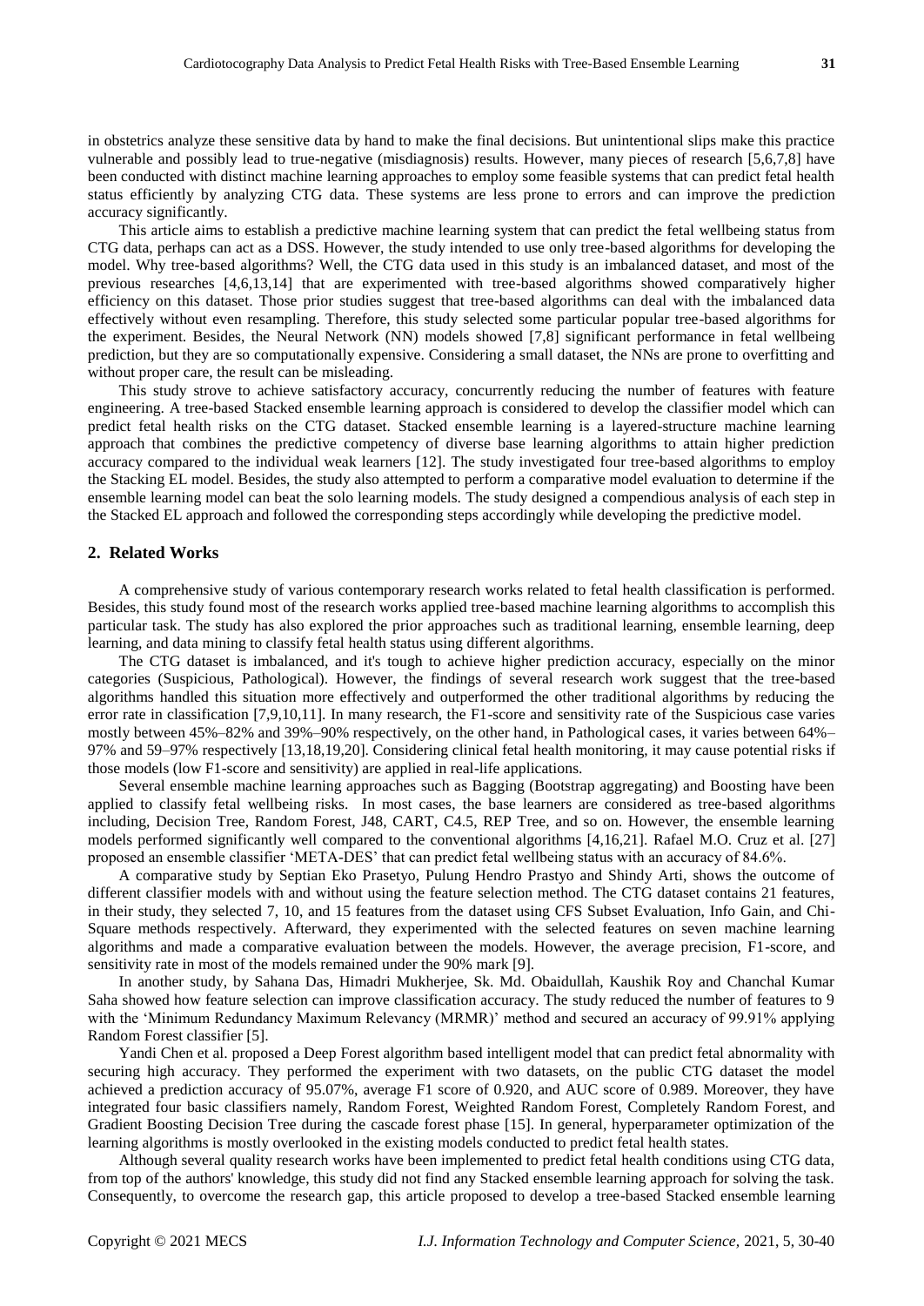in obstetrics analyze these sensitive data by hand to make the final decisions. But unintentional slips make this practice vulnerable and possibly lead to true-negative (misdiagnosis) results. However, many pieces of research [5,6,7,8] have been conducted with distinct machine learning approaches to employ some feasible systems that can predict fetal health status efficiently by analyzing CTG data. These systems are less prone to errors and can improve the prediction accuracy significantly.

This article aims to establish a predictive machine learning system that can predict the fetal wellbeing status from CTG data, perhaps can act as a DSS. However, the study intended to use only tree-based algorithms for developing the model. Why tree-based algorithms? Well, the CTG data used in this study is an imbalanced dataset, and most of the previous researches [4,6,13,14] that are experimented with tree-based algorithms showed comparatively higher efficiency on this dataset. Those prior studies suggest that tree-based algorithms can deal with the imbalanced data effectively without even resampling. Therefore, this study selected some particular popular tree-based algorithms for the experiment. Besides, the Neural Network (NN) models showed [7,8] significant performance in fetal wellbeing prediction, but they are so computationally expensive. Considering a small dataset, the NNs are prone to overfitting and without proper care, the result can be misleading.

This study strove to achieve satisfactory accuracy, concurrently reducing the number of features with feature engineering. A tree-based Stacked ensemble learning approach is considered to develop the classifier model which can predict fetal health risks on the CTG dataset. Stacked ensemble learning is a layered-structure machine learning approach that combines the predictive competency of diverse base learning algorithms to attain higher prediction accuracy compared to the individual weak learners [12]. The study investigated four tree-based algorithms to employ the Stacking EL model. Besides, the study also attempted to perform a comparative model evaluation to determine if the ensemble learning model can beat the solo learning models. The study designed a compendious analysis of each step in the Stacked EL approach and followed the corresponding steps accordingly while developing the predictive model.

## 2. Related Works

A comprehensive study of various contemporary research works related to fetal health classification is performed. Besides, this study found most of the research works applied tree-based machine learning algorithms to accomplish this particular task. The study has also explored the prior approaches such as traditional learning, ensemble learning, deep learning, and data mining to classify fetal health status using different algorithms.

The CTG dataset is imbalanced, and it's tough to achieve higher prediction accuracy, especially on the minor categories (Suspicious, Pathological). However, the findings of several research work suggest that the tree-based algorithms handled this situation more effectively and outperformed the other traditional algorithms by reducing the error rate in classification [7,9,10,11]. In many research, the F1-score and sensitivity rate of the Suspicious case varies mostly between 45%–82% and 39%–90% respectively, on the other hand, in Pathological cases, it varies between 64%–97% and 59–97% respectively [13,18,19,20]. Considering clinical fetal health monitoring, it may cause potential risks if those models (low F1-score and sensitivity) are applied in real-life applications.

Several ensemble machine learning approaches such as Bagging (Bootstrap aggregating) and Boosting have been applied to classify fetal wellbeing risks. In most cases, the base learners are considered as tree-based algorithms including, Decision Tree, Random Forest, J48, CART, C4.5, REP Tree, and so on. However, the ensemble learning models performed significantly well compared to the conventional algorithms [4,16,21]. Rafael M.O. Cruz et al. [27] proposed an ensemble classifier 'META-DES' that can predict fetal wellbeing status with an accuracy of 84.6%.

A comparative study by Septian Eko Prasetyo, Pulung Hendro Prastyo and Shindy Arti, shows the outcome of different classifier models with and without using the feature selection method. The CTG dataset contains 21 features, in their study, they selected 7, 10, and 15 features from the dataset using CFS Subset Evaluation, Info Gain, and Chi-Square methods respectively. Afterward, they experimented with the selected features on seven machine learning algorithms and made a comparative evaluation between the models. However, the average precision, F1-score, and sensitivity rate in most of the models remained under the 90% mark [9].

In another study, by Sahana Das, Himadri Mukherjee, Sk. Md. Obaidullah, Kaushik Roy and Chanchal Kumar Saha showed how feature selection can improve classification accuracy. The study reduced the number of features to 9 with the 'Minimum Redundancy Maximum Relevancy (MRMR)' method and secured an accuracy of 99.91% applying Random Forest classifier [5].

Yandi Chen et al. proposed a Deep Forest algorithm based intelligent model that can predict fetal abnormality with securing high accuracy. They performed the experiment with two datasets, on the public CTG dataset the model achieved a prediction accuracy of 95.07%, average F1 score of 0.920, and AUC score of 0.989. Moreover, they have integrated four basic classifiers namely, Random Forest, Weighted Random Forest, Completely Random Forest, and Gradient Boosting Decision Tree during the cascade forest phase [15]. In general, hyperparameter optimization of the learning algorithms is mostly overlooked in the existing models conducted to predict fetal health states.

Although several quality research works have been implemented to predict fetal health conditions using CTG data, from top of the authors' knowledge, this study did not find any Stacked ensemble learning approach for solving the task. Consequently, to overcome the research gap, this article proposed to develop a tree-based Stacked ensemble learning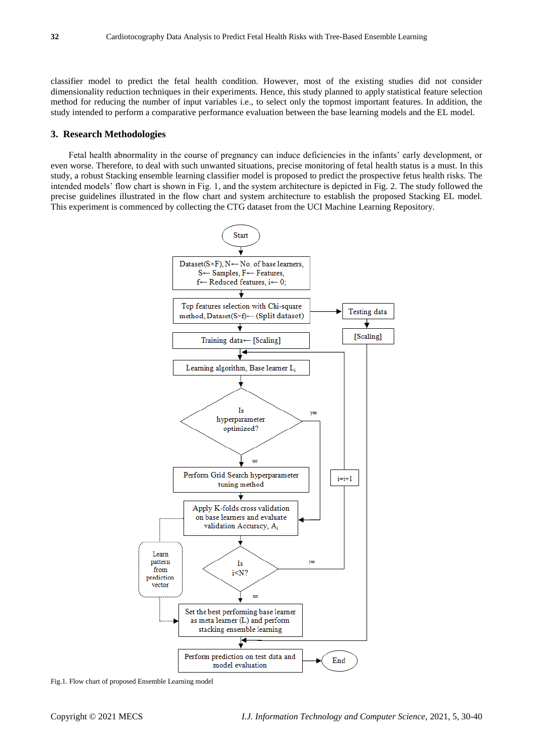classifier model to predict the fetal health condition. However, most of the existing studies did not consider dimensionality reduction techniques in their experiments. Hence, this study planned to apply statistical feature selection method for reducing the number of input variables i.e., to select only the topmost important features. In addition, the study intended to perform a comparative performance evaluation between the base learning models and the EL model.

## 3. Research Methodologies

Fetal health abnormality in the course of pregnancy can induce deficiencies in the infants' early development, or even worse. Therefore, to deal with such unwanted situations, precise monitoring of fetal health status is a must. In this study, a robust Stacking ensemble learning classifier model is proposed to predict the prospective fetus health risks. The intended models' flow chart is shown in Fig. 1, and the system architecture is depicted in Fig. 2. The study followed the precise guidelines illustrated in the flow chart and system architecture to establish the proposed Stacking EL model. This experiment is commenced by collecting the CTG dataset from the UCI Machine Learning Repository.

Start

Dataset(S×F), N← No. of base learners, S← Samples, F← Features, f← Reduced features, i← 0;

Top features selection with Chi-square method, Dataset(S×f)← (Split dataset)

Testing data

[Scaling]

Training data← [Scaling]

Learning algorithm, Base learner $L_i$

Is hyperparameter optimized?

yes

no

Perform Grid Search hyperparameter tuning method

i=i+1

Apply K-folds cross validation on base learners and evaluate validation Accuracy, $A_i$

Learn pattern from prediction vector

Is i<N?

yes

no

Set the best performing base learner as meta learner (L) and perform stacking ensemble learning

Perform prediction on test data and model evaluation

End

Fig.1. Flow chart of proposed Ensemble Learning model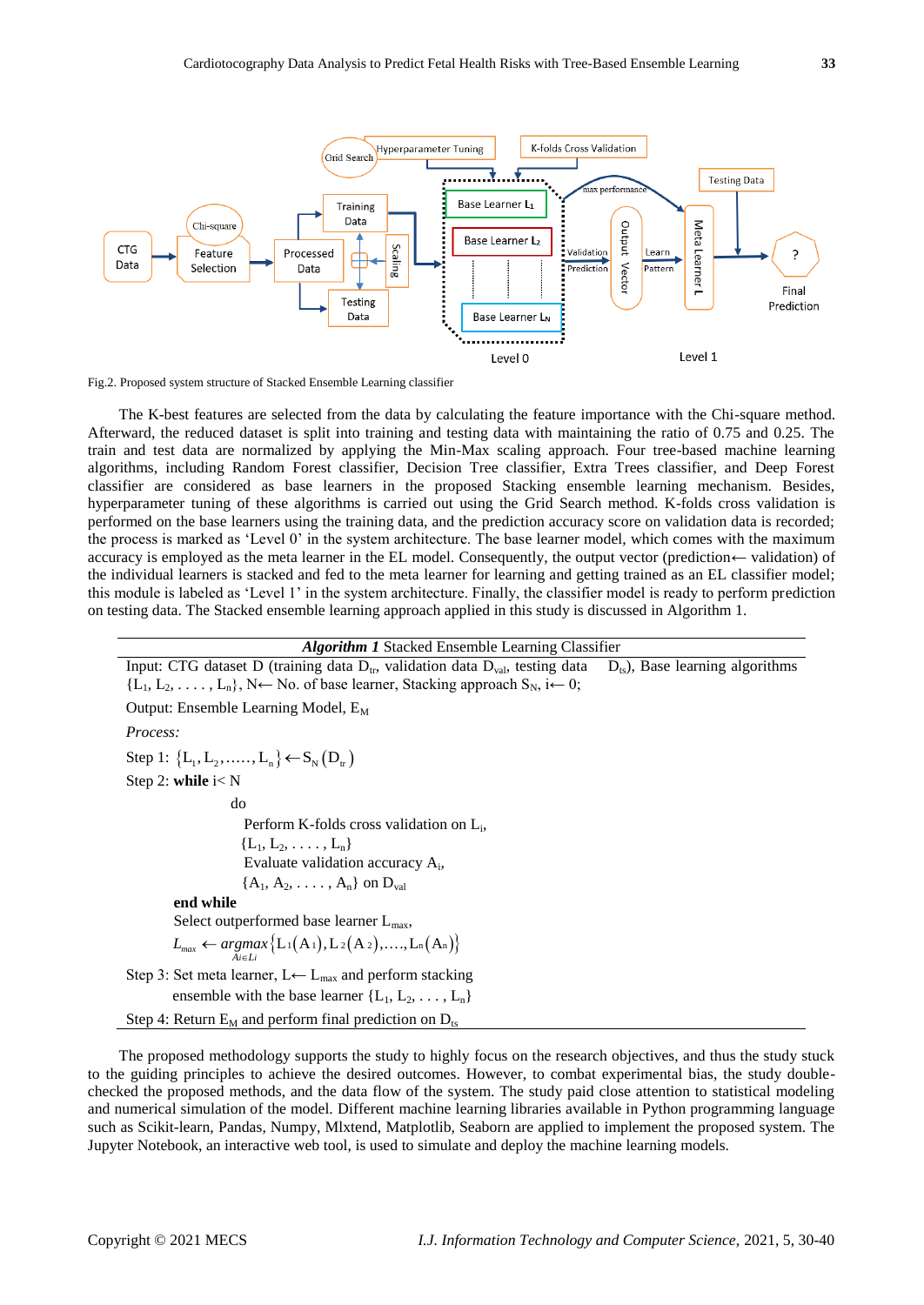Fig.2. Proposed system structure of Stacked Ensemble Learning classifier

The K-best features are selected from the data by calculating the feature importance with the Chi-square method. Afterward, the reduced dataset is split into training and testing data with maintaining the ratio of 0.75 and 0.25. The train and test data are normalized by applying the Min-Max scaling approach. Four tree-based machine learning algorithms, including Random Forest classifier, Decision Tree classifier, Extra Trees classifier, and Deep Forest classifier are considered as base learners in the proposed Stacking ensemble learning mechanism. Besides, hyperparameter tuning of these algorithms is carried out using the Grid Search method. K-folds cross validation is performed on the base learners using the training data, and the prediction accuracy score on validation data is recorded; the process is marked as 'Level 0' in the system architecture. The base learner model, which comes with the maximum accuracy is employed as the meta learner in the EL model. Consequently, the output vector (prediction← validation) of the individual learners is stacked and fed to the meta learner for learning and getting trained as an EL classifier model; this module is labeled as 'Level 1' in the system architecture. Finally, the classifier model is ready to perform prediction on testing data. The Stacked ensemble learning approach applied in this study is discussed in Algorithm 1.

***Algorithm 1*** Stacked Ensemble Learning Classifier

Input: CTG dataset D (training data $D_{tr}$, validation data $D_{val}$, testing data $D_{ts}$), Base learning algorithms $\{L_1, L_2, \ldots, L_n\}$, N← No. of base learner, Stacking approach $S_N$, i← 0;

Output: Ensemble Learning Model, $E_M$

*Process:*

Step 1: $\{L_1, L_2, \ldots, L_n\} \leftarrow S_N(D_{tr})$

Step 2: **while** i< N

do

Perform K-folds cross validation on $L_i$, $\{L_1, L_2, \ldots, L_n\}$

Evaluate validation accuracy $A_i$, $\{A_1, A_2, \ldots, A_n\}$ on $D_{val}$

**end while**

Select outperformed base learner $L_{max}$,

$$L_{max} \leftarrow \underset{A_i \in L_i}{argmax}\{L_1(A_1), L_2(A_2), \ldots, L_n(A_n)\}$$

Step 3: Set meta learner, L← $L_{max}$ and perform stacking ensemble with the base learner $\{L_1, L_2, \ldots, L_n\}$

Step 4: Return $E_M$ and perform final prediction on $D_{ts}$

The proposed methodology supports the study to highly focus on the research objectives, and thus the study stuck to the guiding principles to achieve the desired outcomes. However, to combat experimental bias, the study double-checked the proposed methods, and the data flow of the system. The study paid close attention to statistical modeling and numerical simulation of the model. Different machine learning libraries available in Python programming language such as Scikit-learn, Pandas, Numpy, Mlxtend, Matplotlib, Seaborn are applied to implement the proposed system. The Jupyter Notebook, an interactive web tool, is used to simulate and deploy the machine learning models.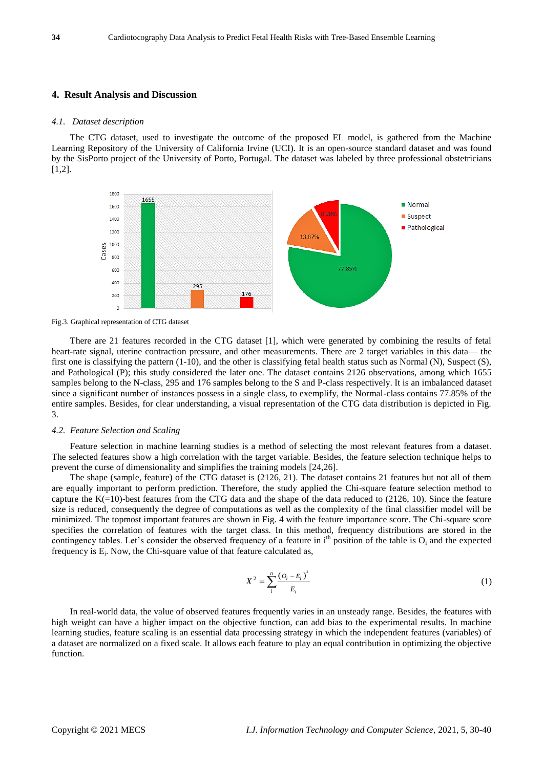## 4. Result Analysis and Discussion

### *4.1. Dataset description*

The CTG dataset, used to investigate the outcome of the proposed EL model, is gathered from the Machine Learning Repository of the University of California Irvine (UCI). It is an open-source standard dataset and was found by the SisPorto project of the University of Porto, Portugal. The dataset was labeled by three professional obstetricians [1,2].

Fig.3. Graphical representation of CTG dataset

There are 21 features recorded in the CTG dataset [1], which were generated by combining the results of fetal heart-rate signal, uterine contraction pressure, and other measurements. There are 2 target variables in this data— the first one is classifying the pattern (1-10), and the other is classifying fetal health status such as Normal (N), Suspect (S), and Pathological (P); this study considered the later one. The dataset contains 2126 observations, among which 1655 samples belong to the N-class, 295 and 176 samples belong to the S and P-class respectively. It is an imbalanced dataset since a significant number of instances possess in a single class, to exemplify, the Normal-class contains 77.85% of the entire samples. Besides, for clear understanding, a visual representation of the CTG data distribution is depicted in Fig. 3.

### *4.2. Feature Selection and Scaling*

Feature selection in machine learning studies is a method of selecting the most relevant features from a dataset. The selected features show a high correlation with the target variable. Besides, the feature selection technique helps to prevent the curse of dimensionality and simplifies the training models [24,26].

The shape (sample, feature) of the CTG dataset is (2126, 21). The dataset contains 21 features but not all of them are equally important to perform prediction. Therefore, the study applied the Chi-square feature selection method to capture the K(=10)-best features from the CTG data and the shape of the data reduced to (2126, 10). Since the feature size is reduced, consequently the degree of computations as well as the complexity of the final classifier model will be minimized. The topmost important features are shown in Fig. 4 with the feature importance score. The Chi-square score specifies the correlation of features with the target class. In this method, frequency distributions are stored in the contingency tables. Let's consider the observed frequency of a feature in $i^{th}$ position of the table is $O_i$ and the expected frequency is $E_i$. Now, the Chi-square value of that feature calculated as,

$$X^2 = \sum_{i}^{n} \frac{(O_i - E_i)^2}{E_i} \tag{1}$$

In real-world data, the value of observed features frequently varies in an unsteady range. Besides, the features with high weight can have a higher impact on the objective function, can add bias to the experimental results. In machine learning studies, feature scaling is an essential data processing strategy in which the independent features (variables) of a dataset are normalized on a fixed scale. It allows each feature to play an equal contribution in optimizing the objective function.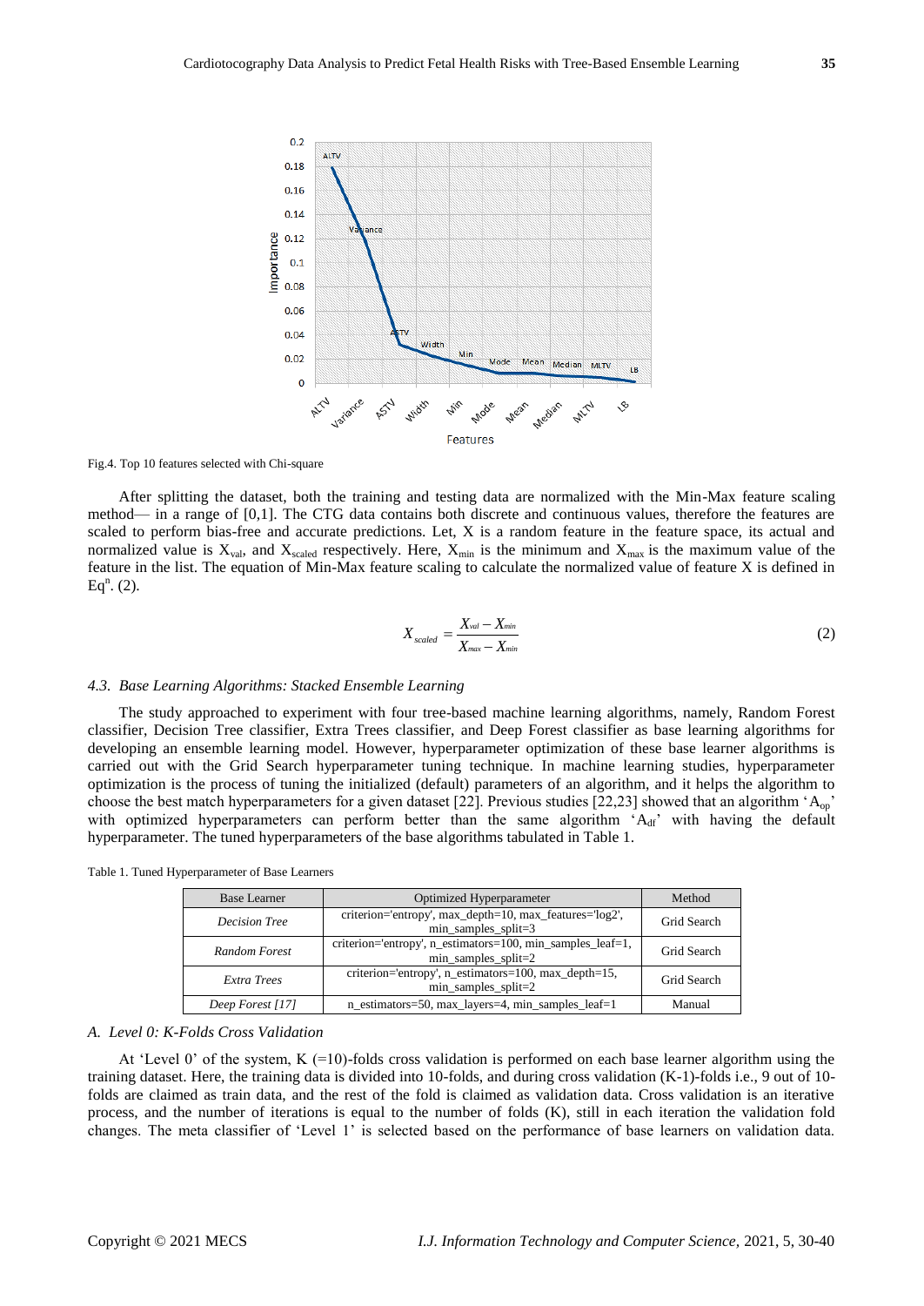Fig.4. Top 10 features selected with Chi-square

After splitting the dataset, both the training and testing data are normalized with the Min-Max feature scaling method— in a range of [0,1]. The CTG data contains both discrete and continuous values, therefore the features are scaled to perform bias-free and accurate predictions. Let, X is a random feature in the feature space, its actual and normalized value is $X_{val}$, and $X_{scaled}$ respectively. Here, $X_{min}$ is the minimum and $X_{max}$ is the maximum value of the feature in the list. The equation of Min-Max feature scaling to calculate the normalized value of feature X is defined in $Eq^n$. (2).

$$X_{scaled} = \frac{X_{val} - X_{min}}{X_{max} - X_{min}} \tag{2}$$

### *4.3. Base Learning Algorithms: Stacked Ensemble Learning*

The study approached to experiment with four tree-based machine learning algorithms, namely, Random Forest classifier, Decision Tree classifier, Extra Trees classifier, and Deep Forest classifier as base learning algorithms for developing an ensemble learning model. However, hyperparameter optimization of these base learner algorithms is carried out with the Grid Search hyperparameter tuning technique. In machine learning studies, hyperparameter optimization is the process of tuning the initialized (default) parameters of an algorithm, and it helps the algorithm to choose the best match hyperparameters for a given dataset [22]. Previous studies [22,23] showed that an algorithm '$A_{op}$' with optimized hyperparameters can perform better than the same algorithm '$A_{df}$' with having the default hyperparameter. The tuned hyperparameters of the base algorithms tabulated in Table 1.

Table 1. Tuned Hyperparameter of Base Learners

| Base Learner | Optimized Hyperparameter | Method |
|---|---|---|
| *Decision Tree* | criterion='entropy', max_depth=10, max_features='log2', min_samples_split=3 | Grid Search |
| *Random Forest* | criterion='entropy', n_estimators=100, min_samples_leaf=1, min_samples_split=2 | Grid Search |
| *Extra Trees* | criterion='entropy', n_estimators=100, max_depth=15, min_samples_split=2 | Grid Search |
| *Deep Forest [17]* | n_estimators=50, max_layers=4, min_samples_leaf=1 | Manual |

#### *A. Level 0: K-Folds Cross Validation*

At 'Level 0' of the system, K (=10)-folds cross validation is performed on each base learner algorithm using the training dataset. Here, the training data is divided into 10-folds, and during cross validation (K-1)-folds i.e., 9 out of 10-folds are claimed as train data, and the rest of the fold is claimed as validation data. Cross validation is an iterative process, and the number of iterations is equal to the number of folds (K), still in each iteration the validation fold changes. The meta classifier of 'Level 1' is selected based on the performance of base learners on validation data.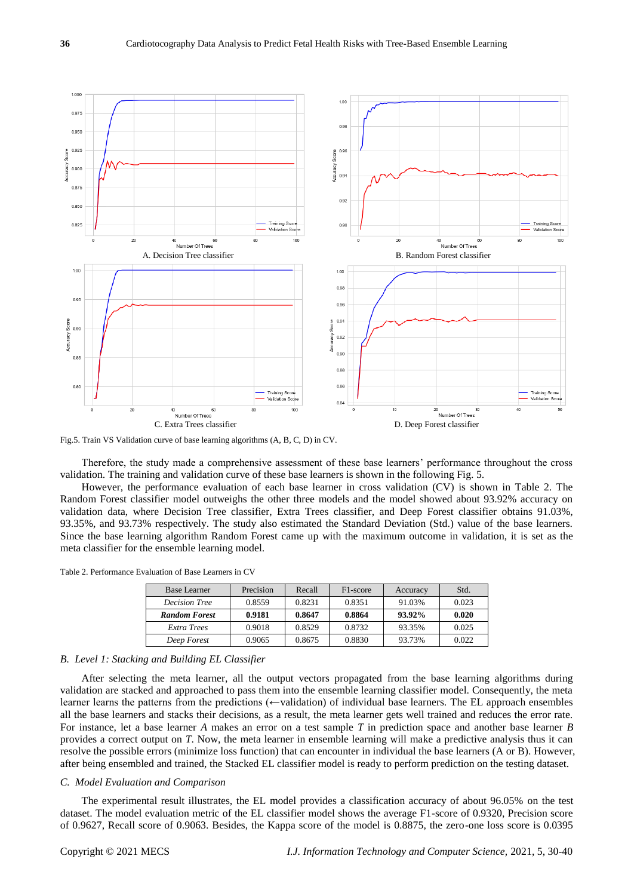A. Decision Tree classifier

B. Random Forest classifier

C. Extra Trees classifier

D. Deep Forest classifier

Fig.5. Train VS Validation curve of base learning algorithms (A, B, C, D) in CV.

Therefore, the study made a comprehensive assessment of these base learners' performance throughout the cross validation. The training and validation curve of these base learners is shown in the following Fig. 5.

However, the performance evaluation of each base learner in cross validation (CV) is shown in Table 2. The Random Forest classifier model outweighs the other three models and the model showed about 93.92% accuracy on validation data, where Decision Tree classifier, Extra Trees classifier, and Deep Forest classifier obtains 91.03%, 93.35%, and 93.73% respectively. The study also estimated the Standard Deviation (Std.) value of the base learners. Since the base learning algorithm Random Forest came up with the maximum outcome in validation, it is set as the meta classifier for the ensemble learning model.

Table 2. Performance Evaluation of Base Learners in CV

| Base Learner | Precision | Recall | F1-score | Accuracy | Std. |
|---|---|---|---|---|---|
| *Decision Tree* | 0.8559 | 0.8231 | 0.8351 | 91.03% | 0.023 |
| ***Random Forest*** | **0.9181** | **0.8647** | **0.8864** | **93.92%** | **0.020** |
| *Extra Trees* | 0.9018 | 0.8529 | 0.8732 | 93.35% | 0.025 |
| *Deep Forest* | 0.9065 | 0.8675 | 0.8830 | 93.73% | 0.022 |

### *B. Level 1: Stacking and Building EL Classifier*

After selecting the meta learner, all the output vectors propagated from the base learning algorithms during validation are stacked and approached to pass them into the ensemble learning classifier model. Consequently, the meta learner learns the patterns from the predictions (←validation) of individual base learners. The EL approach ensembles all the base learners and stacks their decisions, as a result, the meta learner gets well trained and reduces the error rate. For instance, let a base learner *A* makes an error on a test sample *T* in prediction space and another base learner *B* provides a correct output on *T*. Now, the meta learner in ensemble learning will make a predictive analysis thus it can resolve the possible errors (minimize loss function) that can encounter in individual the base learners (A or B). However, after being ensembled and trained, the Stacked EL classifier model is ready to perform prediction on the testing dataset.

### *C. Model Evaluation and Comparison*

The experimental result illustrates, the EL model provides a classification accuracy of about 96.05% on the test dataset. The model evaluation metric of the EL classifier model shows the average F1-score of 0.9320, Precision score of 0.9627, Recall score of 0.9063. Besides, the Kappa score of the model is 0.8875, the zero-one loss score is 0.0395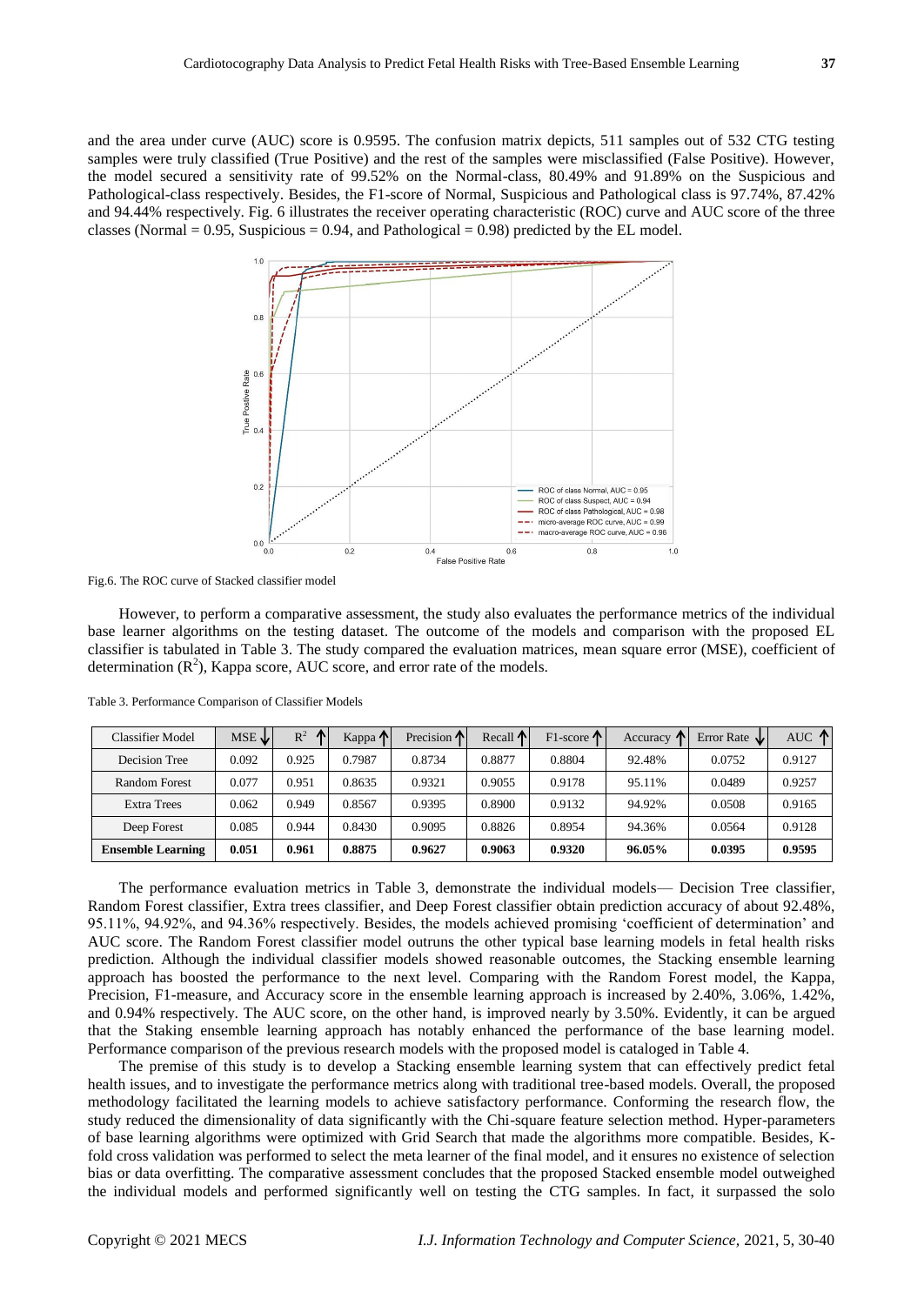and the area under curve (AUC) score is 0.9595. The confusion matrix depicts, 511 samples out of 532 CTG testing samples were truly classified (True Positive) and the rest of the samples were misclassified (False Positive). However, the model secured a sensitivity rate of 99.52% on the Normal-class, 80.49% and 91.89% on the Suspicious and Pathological-class respectively. Besides, the F1-score of Normal, Suspicious and Pathological class is 97.74%, 87.42% and 94.44% respectively. Fig. 6 illustrates the receiver operating characteristic (ROC) curve and AUC score of the three classes (Normal = 0.95, Suspicious = 0.94, and Pathological = 0.98) predicted by the EL model.

Fig.6. The ROC curve of Stacked classifier model

However, to perform a comparative assessment, the study also evaluates the performance metrics of the individual base learner algorithms on the testing dataset. The outcome of the models and comparison with the proposed EL classifier is tabulated in Table 3. The study compared the evaluation matrices, mean square error (MSE), coefficient of determination ($R^2$), Kappa score, AUC score, and error rate of the models.

Table 3. Performance Comparison of Classifier Models

| Classifier Model | MSE ↓ | $R^2$ ↑ | Kappa ↑ | Precision ↑ | Recall ↑ | F1-score ↑ | Accuracy ↑ | Error Rate ↓ | AUC ↑ |
|---|---|---|---|---|---|---|---|---|---|
| Decision Tree | 0.092 | 0.925 | 0.7987 | 0.8734 | 0.8877 | 0.8804 | 92.48% | 0.0752 | 0.9127 |
| Random Forest | 0.077 | 0.951 | 0.8635 | 0.9321 | 0.9055 | 0.9178 | 95.11% | 0.0489 | 0.9257 |
| Extra Trees | 0.062 | 0.949 | 0.8567 | 0.9395 | 0.8900 | 0.9132 | 94.92% | 0.0508 | 0.9165 |
| Deep Forest | 0.085 | 0.944 | 0.8430 | 0.9095 | 0.8826 | 0.8954 | 94.36% | 0.0564 | 0.9128 |
| **Ensemble Learning** | **0.051** | **0.961** | **0.8875** | **0.9627** | **0.9063** | **0.9320** | **96.05%** | **0.0395** | **0.9595** |

The performance evaluation metrics in Table 3, demonstrate the individual models— Decision Tree classifier, Random Forest classifier, Extra trees classifier, and Deep Forest classifier obtain prediction accuracy of about 92.48%, 95.11%, 94.92%, and 94.36% respectively. Besides, the models achieved promising 'coefficient of determination' and AUC score. The Random Forest classifier model outruns the other typical base learning models in fetal health risks prediction. Although the individual classifier models showed reasonable outcomes, the Stacking ensemble learning approach has boosted the performance to the next level. Comparing with the Random Forest model, the Kappa, Precision, F1-measure, and Accuracy score in the ensemble learning approach is increased by 2.40%, 3.06%, 1.42%, and 0.94% respectively. The AUC score, on the other hand, is improved nearly by 3.50%. Evidently, it can be argued that the Staking ensemble learning approach has notably enhanced the performance of the base learning model. Performance comparison of the previous research models with the proposed model is cataloged in Table 4.

The premise of this study is to develop a Stacking ensemble learning system that can effectively predict fetal health issues, and to investigate the performance metrics along with traditional tree-based models. Overall, the proposed methodology facilitated the learning models to achieve satisfactory performance. Conforming the research flow, the study reduced the dimensionality of data significantly with the Chi-square feature selection method. Hyper-parameters of base learning algorithms were optimized with Grid Search that made the algorithms more compatible. Besides, K-fold cross validation was performed to select the meta learner of the final model, and it ensures no existence of selection bias or data overfitting. The comparative assessment concludes that the proposed Stacked ensemble model outweighed the individual models and performed significantly well on testing the CTG samples. In fact, it surpassed the solo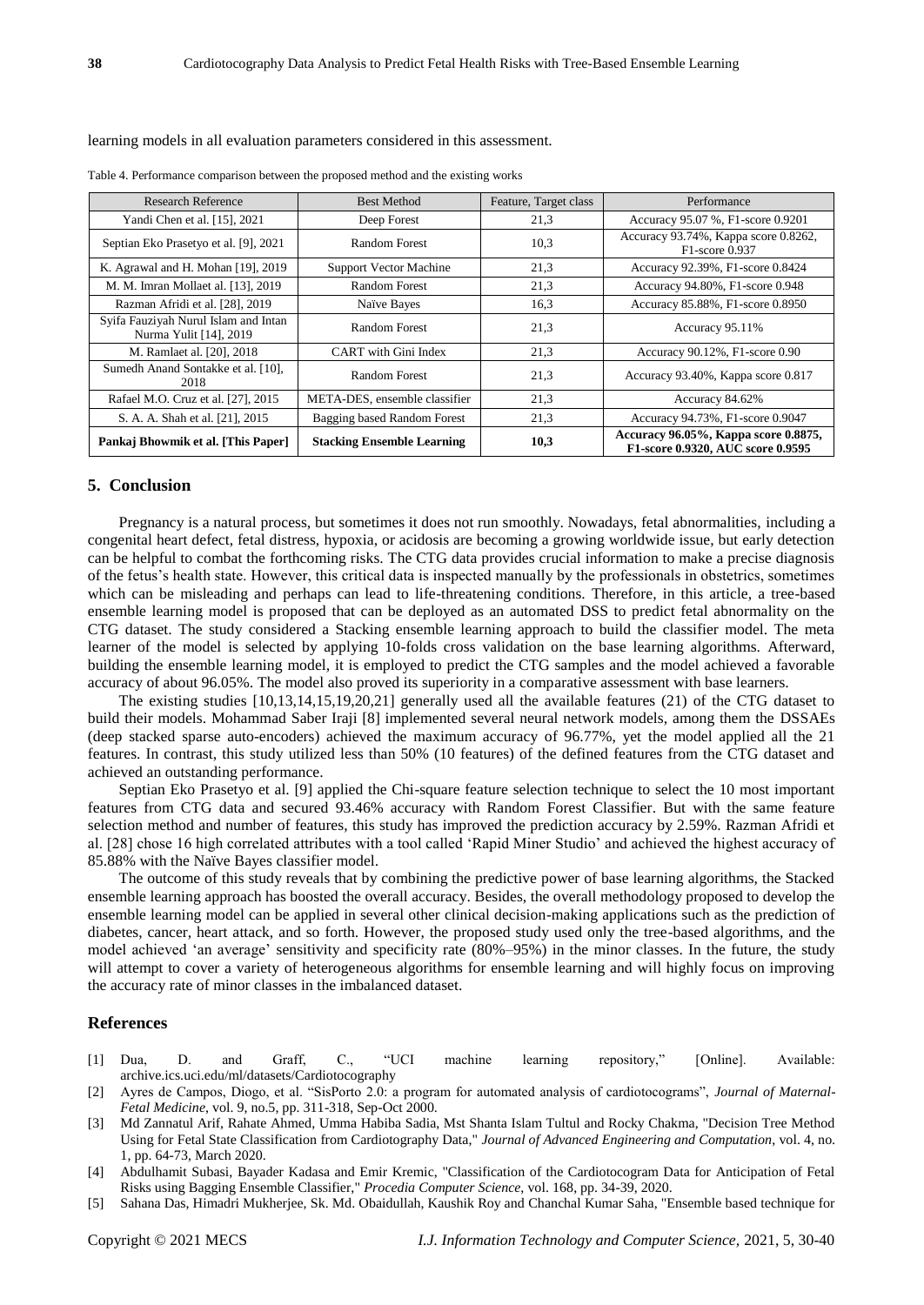learning models in all evaluation parameters considered in this assessment.

Table 4. Performance comparison between the proposed method and the existing works

| Research Reference | Best Method | Feature, Target class | Performance |
|---|---|---|---|
| Yandi Chen et al. [15], 2021 | Deep Forest | 21,3 | Accuracy 95.07 %, F1-score 0.9201 |
| Septian Eko Prasetyo et al. [9], 2021 | Random Forest | 10,3 | Accuracy 93.74%, Kappa score 0.8262, F1-score 0.937 |
| K. Agrawal and H. Mohan [19], 2019 | Support Vector Machine | 21,3 | Accuracy 92.39%, F1-score 0.8424 |
| M. M. Imran Mollaet al. [13], 2019 | Random Forest | 21,3 | Accuracy 94.80%, F1-score 0.948 |
| Razman Afridi et al. [28], 2019 | Naïve Bayes | 16,3 | Accuracy 85.88%, F1-score 0.8950 |
| Syifa Fauziyah Nurul Islam and Intan Nurma Yulit [14], 2019 | Random Forest | 21,3 | Accuracy 95.11% |
| M. Ramlaet al. [20], 2018 | CART with Gini Index | 21,3 | Accuracy 90.12%, F1-score 0.90 |
| Sumedh Anand Sontakke et al. [10], 2018 | Random Forest | 21,3 | Accuracy 93.40%, Kappa score 0.817 |
| Rafael M.O. Cruz et al. [27], 2015 | META-DES, ensemble classifier | 21,3 | Accuracy 84.62% |
| S. A. A. Shah et al. [21], 2015 | Bagging based Random Forest | 21,3 | Accuracy 94.73%, F1-score 0.9047 |
| **Pankaj Bhowmik et al. [This Paper]** | **Stacking Ensemble Learning** | **10,3** | **Accuracy 96.05%, Kappa score 0.8875, F1-score 0.9320, AUC score 0.9595** |

## 5. Conclusion

Pregnancy is a natural process, but sometimes it does not run smoothly. Nowadays, fetal abnormalities, including a congenital heart defect, fetal distress, hypoxia, or acidosis are becoming a growing worldwide issue, but early detection can be helpful to combat the forthcoming risks. The CTG data provides crucial information to make a precise diagnosis of the fetus's health state. However, this critical data is inspected manually by the professionals in obstetrics, sometimes which can be misleading and perhaps can lead to life-threatening conditions. Therefore, in this article, a tree-based ensemble learning model is proposed that can be deployed as an automated DSS to predict fetal abnormality on the CTG dataset. The study considered a Stacking ensemble learning approach to build the classifier model. The meta learner of the model is selected by applying 10-folds cross validation on the base learning algorithms. Afterward, building the ensemble learning model, it is employed to predict the CTG samples and the model achieved a favorable accuracy of about 96.05%. The model also proved its superiority in a comparative assessment with base learners.

The existing studies [10,13,14,15,19,20,21] generally used all the available features (21) of the CTG dataset to build their models. Mohammad Saber Iraji [8] implemented several neural network models, among them the DSSAEs (deep stacked sparse auto-encoders) achieved the maximum accuracy of 96.77%, yet the model applied all the 21 features. In contrast, this study utilized less than 50% (10 features) of the defined features from the CTG dataset and achieved an outstanding performance.

Septian Eko Prasetyo et al. [9] applied the Chi-square feature selection technique to select the 10 most important features from CTG data and secured 93.46% accuracy with Random Forest Classifier. But with the same feature selection method and number of features, this study has improved the prediction accuracy by 2.59%. Razman Afridi et al. [28] chose 16 high correlated attributes with a tool called 'Rapid Miner Studio' and achieved the highest accuracy of 85.88% with the Naïve Bayes classifier model.

The outcome of this study reveals that by combining the predictive power of base learning algorithms, the Stacked ensemble learning approach has boosted the overall accuracy. Besides, the overall methodology proposed to develop the ensemble learning model can be applied in several other clinical decision-making applications such as the prediction of diabetes, cancer, heart attack, and so forth. However, the proposed study used only the tree-based algorithms, and the model achieved 'an average' sensitivity and specificity rate (80%–95%) in the minor classes. In the future, the study will attempt to cover a variety of heterogeneous algorithms for ensemble learning and will highly focus on improving the accuracy rate of minor classes in the imbalanced dataset.

## References

[1] Dua, D. and Graff, C., "UCI machine learning repository," [Online]. Available: archive.ics.uci.edu/ml/datasets/Cardiotocography

[2] Ayres de Campos, Diogo, et al. "SisPorto 2.0: a program for automated analysis of cardiotocograms", *Journal of Maternal-Fetal Medicine*, vol. 9, no.5, pp. 311-318, Sep-Oct 2000.

[3] Md Zannatul Arif, Rahate Ahmed, Umma Habiba Sadia, Mst Shanta Islam Tultul and Rocky Chakma, "Decision Tree Method Using for Fetal State Classification from Cardiotography Data," *Journal of Advanced Engineering and Computation*, vol. 4, no. 1, pp. 64-73, March 2020.

[4] Abdulhamit Subasi, Bayader Kadasa and Emir Kremic, "Classification of the Cardiotocogram Data for Anticipation of Fetal Risks using Bagging Ensemble Classifier," *Procedia Computer Science*, vol. 168, pp. 34-39, 2020.

[5] Sahana Das, Himadri Mukherjee, Sk. Md. Obaidullah, Kaushik Roy and Chanchal Kumar Saha, "Ensemble based technique for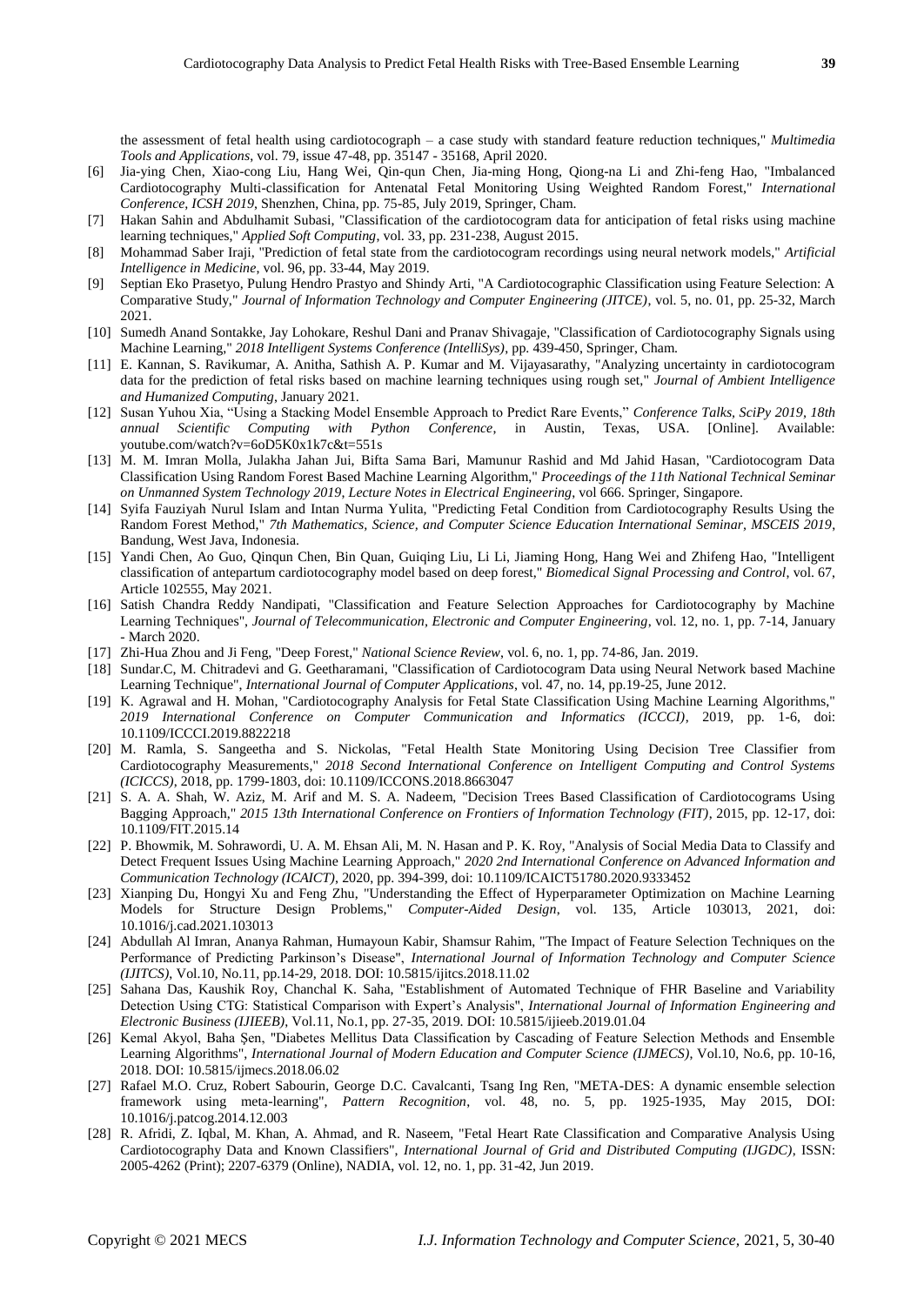the assessment of fetal health using cardiotocograph – a case study with standard feature reduction techniques," *Multimedia Tools and Applications*, vol. 79, issue 47-48, pp. 35147 - 35168, April 2020.

[6] Jia-ying Chen, Xiao-cong Liu, Hang Wei, Qin-qun Chen, Jia-ming Hong, Qiong-na Li and Zhi-feng Hao, "Imbalanced Cardiotocography Multi-classification for Antenatal Fetal Monitoring Using Weighted Random Forest," *International Conference, ICSH 2019*, Shenzhen, China, pp. 75-85, July 2019, Springer, Cham.

[7] Hakan Sahin and Abdulhamit Subasi, "Classification of the cardiotocogram data for anticipation of fetal risks using machine learning techniques," *Applied Soft Computing*, vol. 33, pp. 231-238, August 2015.

[8] Mohammad Saber Iraji, "Prediction of fetal state from the cardiotocogram recordings using neural network models," *Artificial Intelligence in Medicine*, vol. 96, pp. 33-44, May 2019.

[9] Septian Eko Prasetyo, Pulung Hendro Prastyo and Shindy Arti, "A Cardiotocographic Classification using Feature Selection: A Comparative Study," *Journal of Information Technology and Computer Engineering (JITCE)*, vol. 5, no. 01, pp. 25-32, March 2021.

[10] Sumedh Anand Sontakke, Jay Lohokare, Reshul Dani and Pranav Shivagaje, "Classification of Cardiotocography Signals using Machine Learning," *2018 Intelligent Systems Conference (IntelliSys)*, pp. 439-450, Springer, Cham.

[11] E. Kannan, S. Ravikumar, A. Anitha, Sathish A. P. Kumar and M. Vijayasarathy, "Analyzing uncertainty in cardiotocogram data for the prediction of fetal risks based on machine learning techniques using rough set," *Journal of Ambient Intelligence and Humanized Computing*, January 2021.

[12] Susan Yuhou Xia, "Using a Stacking Model Ensemble Approach to Predict Rare Events," *Conference Talks, SciPy 2019, 18th annual Scientific Computing with Python Conference*, in Austin, Texas, USA. [Online]. Available: youtube.com/watch?v=6oD5K0x1k7c&t=551s

[13] M. M. Imran Molla, Julakha Jahan Jui, Bifta Sama Bari, Mamunur Rashid and Md Jahid Hasan, "Cardiotocogram Data Classification Using Random Forest Based Machine Learning Algorithm," *Proceedings of the 11th National Technical Seminar on Unmanned System Technology 2019, Lecture Notes in Electrical Engineering*, vol 666. Springer, Singapore.

[14] Syifa Fauziyah Nurul Islam and Intan Nurma Yulita, "Predicting Fetal Condition from Cardiotocography Results Using the Random Forest Method," *7th Mathematics, Science, and Computer Science Education International Seminar, MSCEIS 2019*, Bandung, West Java, Indonesia.

[15] Yandi Chen, Ao Guo, Qinqun Chen, Bin Quan, Guiqing Liu, Li Li, Jiaming Hong, Hang Wei and Zhifeng Hao, "Intelligent classification of antepartum cardiotocography model based on deep forest," *Biomedical Signal Processing and Control*, vol. 67, Article 102555, May 2021.

[16] Satish Chandra Reddy Nandipati, "Classification and Feature Selection Approaches for Cardiotocography by Machine Learning Techniques", *Journal of Telecommunication, Electronic and Computer Engineering*, vol. 12, no. 1, pp. 7-14, January - March 2020.

[17] Zhi-Hua Zhou and Ji Feng, "Deep Forest," *National Science Review*, vol. 6, no. 1, pp. 74-86, Jan. 2019.

[18] Sundar.C, M. Chitradevi and G. Geetharamani, "Classification of Cardiotocogram Data using Neural Network based Machine Learning Technique", *International Journal of Computer Applications*, vol. 47, no. 14, pp.19-25, June 2012.

[19] K. Agrawal and H. Mohan, "Cardiotocography Analysis for Fetal State Classification Using Machine Learning Algorithms," *2019 International Conference on Computer Communication and Informatics (ICCCI)*, 2019, pp. 1-6, doi: 10.1109/ICCCI.2019.8822218

[20] M. Ramla, S. Sangeetha and S. Nickolas, "Fetal Health State Monitoring Using Decision Tree Classifier from Cardiotocography Measurements," *2018 Second International Conference on Intelligent Computing and Control Systems (ICICCS)*, 2018, pp. 1799-1803, doi: 10.1109/ICCONS.2018.8663047

[21] S. A. A. Shah, W. Aziz, M. Arif and M. S. A. Nadeem, "Decision Trees Based Classification of Cardiotocograms Using Bagging Approach," *2015 13th International Conference on Frontiers of Information Technology (FIT)*, 2015, pp. 12-17, doi: 10.1109/FIT.2015.14

[22] P. Bhowmik, M. Sohrawordi, U. A. M. Ehsan Ali, M. N. Hasan and P. K. Roy, "Analysis of Social Media Data to Classify and Detect Frequent Issues Using Machine Learning Approach," *2020 2nd International Conference on Advanced Information and Communication Technology (ICAICT)*, 2020, pp. 394-399, doi: 10.1109/ICAICT51780.2020.9333452

[23] Xianping Du, Hongyi Xu and Feng Zhu, "Understanding the Effect of Hyperparameter Optimization on Machine Learning Models for Structure Design Problems," *Computer-Aided Design*, vol. 135, Article 103013, 2021, doi: 10.1016/j.cad.2021.103013

[24] Abdullah Al Imran, Ananya Rahman, Humayoun Kabir, Shamsur Rahim, "The Impact of Feature Selection Techniques on the Performance of Predicting Parkinson's Disease", *International Journal of Information Technology and Computer Science (IJITCS)*, Vol.10, No.11, pp.14-29, 2018. DOI: 10.5815/ijitcs.2018.11.02

[25] Sahana Das, Kaushik Roy, Chanchal K. Saha, "Establishment of Automated Technique of FHR Baseline and Variability Detection Using CTG: Statistical Comparison with Expert's Analysis", *International Journal of Information Engineering and Electronic Business (IJIEEB)*, Vol.11, No.1, pp. 27-35, 2019. DOI: 10.5815/ijieeb.2019.01.04

[26] Kemal Akyol, Baha Şen, "Diabetes Mellitus Data Classification by Cascading of Feature Selection Methods and Ensemble Learning Algorithms", *International Journal of Modern Education and Computer Science (IJMECS)*, Vol.10, No.6, pp. 10-16, 2018. DOI: 10.5815/ijmecs.2018.06.02

[27] Rafael M.O. Cruz, Robert Sabourin, George D.C. Cavalcanti, Tsang Ing Ren, "META-DES: A dynamic ensemble selection framework using meta-learning", *Pattern Recognition*, vol. 48, no. 5, pp. 1925-1935, May 2015, DOI: 10.1016/j.patcog.2014.12.003

[28] R. Afridi, Z. Iqbal, M. Khan, A. Ahmad, and R. Naseem, "Fetal Heart Rate Classification and Comparative Analysis Using Cardiotocography Data and Known Classifiers", *International Journal of Grid and Distributed Computing (IJGDC)*, ISSN: 2005-4262 (Print); 2207-6379 (Online), NADIA, vol. 12, no. 1, pp. 31-42, Jun 2019.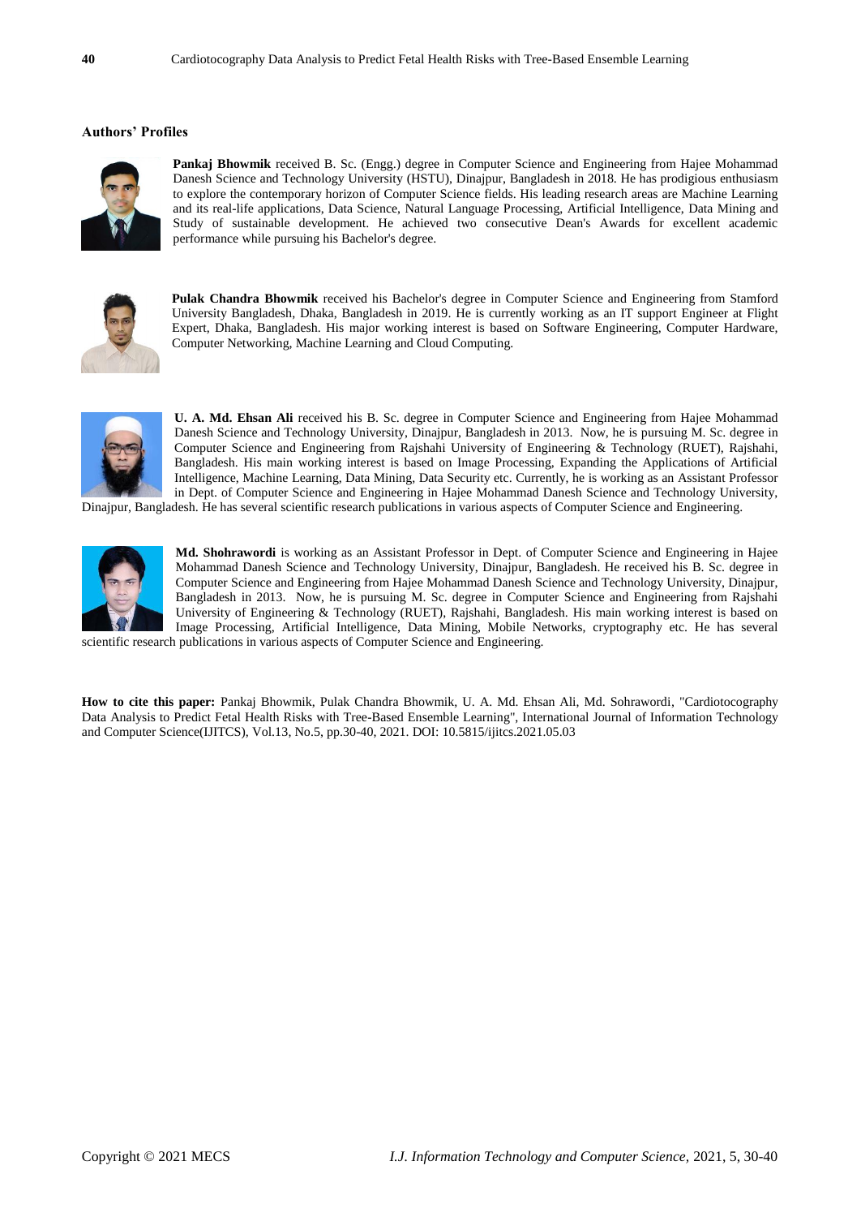## Authors' Profiles

**Pankaj Bhowmik** received B. Sc. (Engg.) degree in Computer Science and Engineering from Hajee Mohammad Danesh Science and Technology University (HSTU), Dinajpur, Bangladesh in 2018. He has prodigious enthusiasm to explore the contemporary horizon of Computer Science fields. His leading research areas are Machine Learning and its real-life applications, Data Science, Natural Language Processing, Artificial Intelligence, Data Mining and Study of sustainable development. He achieved two consecutive Dean's Awards for excellent academic performance while pursuing his Bachelor's degree.

**Pulak Chandra Bhowmik** received his Bachelor's degree in Computer Science and Engineering from Stamford University Bangladesh, Dhaka, Bangladesh in 2019. He is currently working as an IT support Engineer at Flight Expert, Dhaka, Bangladesh. His major working interest is based on Software Engineering, Computer Hardware, Computer Networking, Machine Learning and Cloud Computing.

**U. A. Md. Ehsan Ali** received his B. Sc. degree in Computer Science and Engineering from Hajee Mohammad Danesh Science and Technology University, Dinajpur, Bangladesh in 2013. Now, he is pursuing M. Sc. degree in Computer Science and Engineering from Rajshahi University of Engineering & Technology (RUET), Rajshahi, Bangladesh. His main working interest is based on Image Processing, Expanding the Applications of Artificial Intelligence, Machine Learning, Data Mining, Data Security etc. Currently, he is working as an Assistant Professor in Dept. of Computer Science and Engineering in Hajee Mohammad Danesh Science and Technology University, Dinajpur, Bangladesh. He has several scientific research publications in various aspects of Computer Science and Engineering.

**Md. Shohrawordi** is working as an Assistant Professor in Dept. of Computer Science and Engineering in Hajee Mohammad Danesh Science and Technology University, Dinajpur, Bangladesh. He received his B. Sc. degree in Computer Science and Engineering from Hajee Mohammad Danesh Science and Technology University, Dinajpur, Bangladesh in 2013. Now, he is pursuing M. Sc. degree in Computer Science and Engineering from Rajshahi University of Engineering & Technology (RUET), Rajshahi, Bangladesh. His main working interest is based on Image Processing, Artificial Intelligence, Data Mining, Mobile Networks, cryptography etc. He has several scientific research publications in various aspects of Computer Science and Engineering.

**How to cite this paper:** Pankaj Bhowmik, Pulak Chandra Bhowmik, U. A. Md. Ehsan Ali, Md. Sohrawordi, "Cardiotocography Data Analysis to Predict Fetal Health Risks with Tree-Based Ensemble Learning", International Journal of Information Technology and Computer Science(IJITCS), Vol.13, No.5, pp.30-40, 2021. DOI: 10.5815/ijitcs.2021.05.03